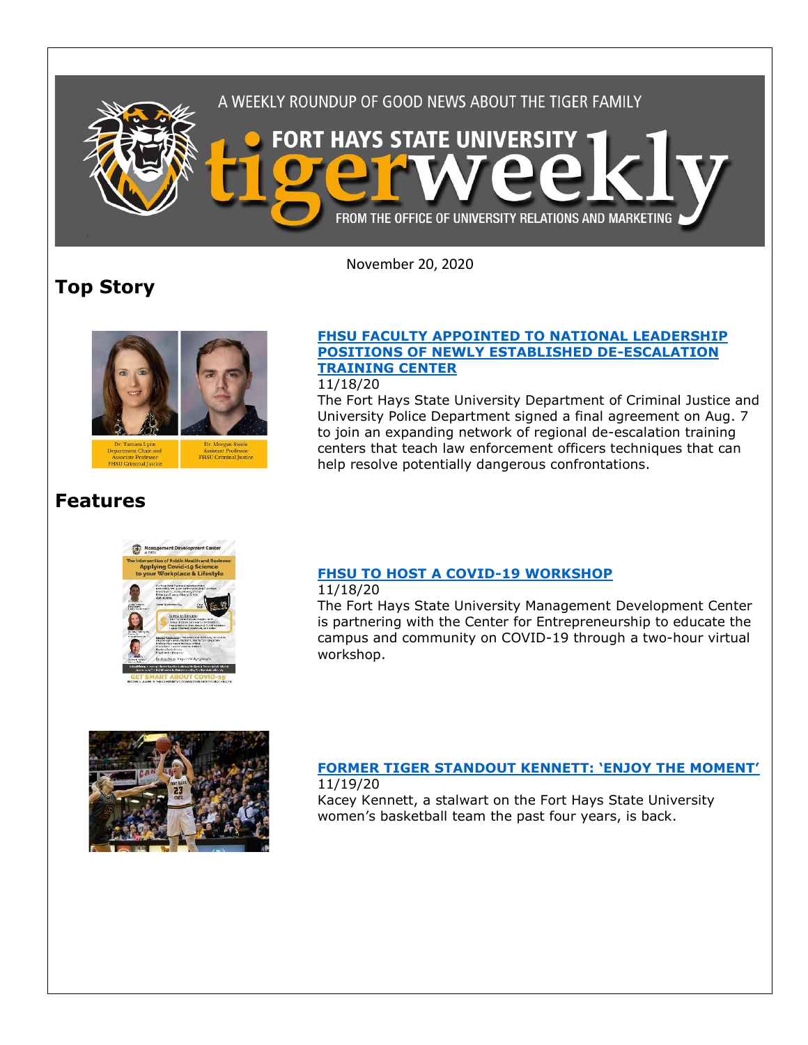A WEEKLY ROUNDUP OF GOOD NEWS ABOUT THE TIGER FAMILY

# FORT HAYS STATE UNIVERSITY tigerweekly

FROM THE OFFICE OF UNIVERSITY RELATIONS AND MARKETING

November 20, 2020

## Top Story

Dr. Tamara Lynn
Department Chair and Associate Professor
FHSU Criminal Justice

Dr. Morgan Steele
Assistant Professor
FHSU Criminal Justice

### FHSU FACULTY APPOINTED TO NATIONAL LEADERSHIP POSITIONS OF NEWLY ESTABLISHED DE-ESCALATION TRAINING CENTER

11/18/20

The Fort Hays State University Department of Criminal Justice and University Police Department signed a final agreement on Aug. 7 to join an expanding network of regional de-escalation training centers that teach law enforcement officers techniques that can help resolve potentially dangerous confrontations.

## Features

### FHSU TO HOST A COVID-19 WORKSHOP

11/18/20

The Fort Hays State University Management Development Center is partnering with the Center for Entrepreneurship to educate the campus and community on COVID-19 through a two-hour virtual workshop.

### FORMER TIGER STANDOUT KENNETT: 'ENJOY THE MOMENT'

11/19/20

Kacey Kennett, a stalwart on the Fort Hays State University women's basketball team the past four years, is back.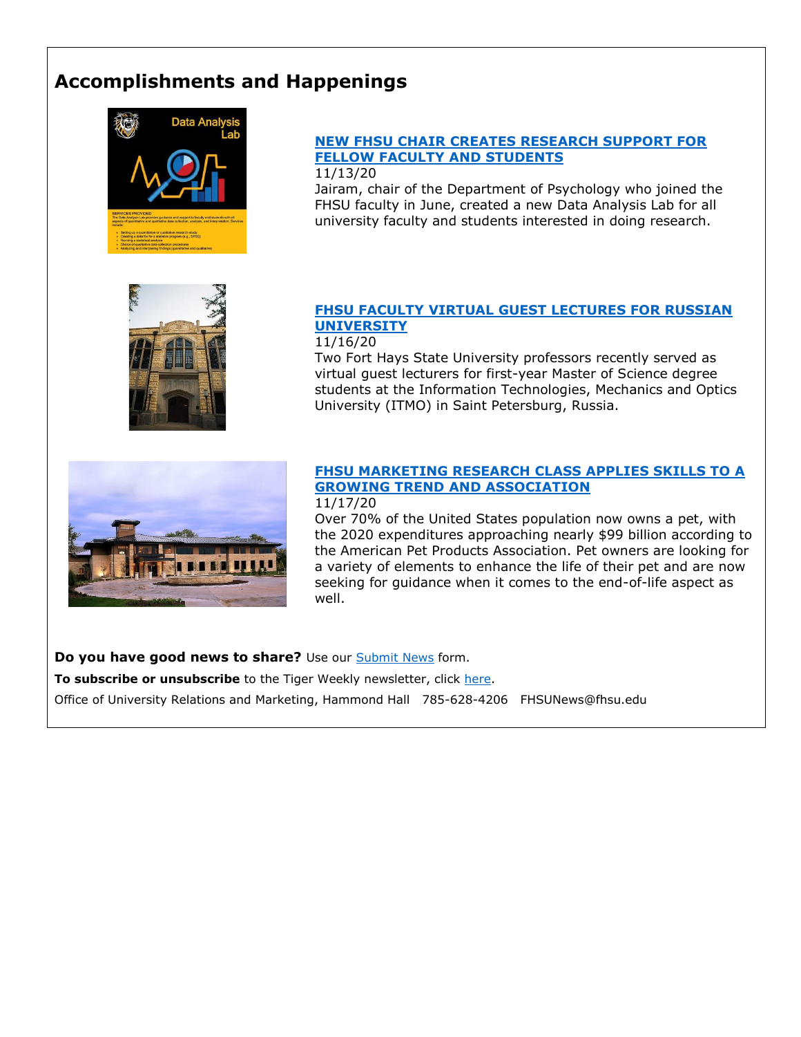## Accomplishments and Happenings

**[NEW FHSU CHAIR CREATES RESEARCH SUPPORT FOR FELLOW FACULTY AND STUDENTS]()**

11/13/20

Jairam, chair of the Department of Psychology who joined the FHSU faculty in June, created a new Data Analysis Lab for all university faculty and students interested in doing research.

**[FHSU FACULTY VIRTUAL GUEST LECTURES FOR RUSSIAN UNIVERSITY]()**

11/16/20

Two Fort Hays State University professors recently served as virtual guest lecturers for first-year Master of Science degree students at the Information Technologies, Mechanics and Optics University (ITMO) in Saint Petersburg, Russia.

**[FHSU MARKETING RESEARCH CLASS APPLIES SKILLS TO A GROWING TREND AND ASSOCIATION]()**

11/17/20

Over 70% of the United States population now owns a pet, with the 2020 expenditures approaching nearly $99 billion according to the American Pet Products Association. Pet owners are looking for a variety of elements to enhance the life of their pet and are now seeking for guidance when it comes to the end-of-life aspect as well.

**Do you have good news to share?** Use our [Submit News]() form.

**To subscribe or unsubscribe** to the Tiger Weekly newsletter, click [here]().

Office of University Relations and Marketing, Hammond Hall 785-628-4206 FHSUNews@fhsu.edu